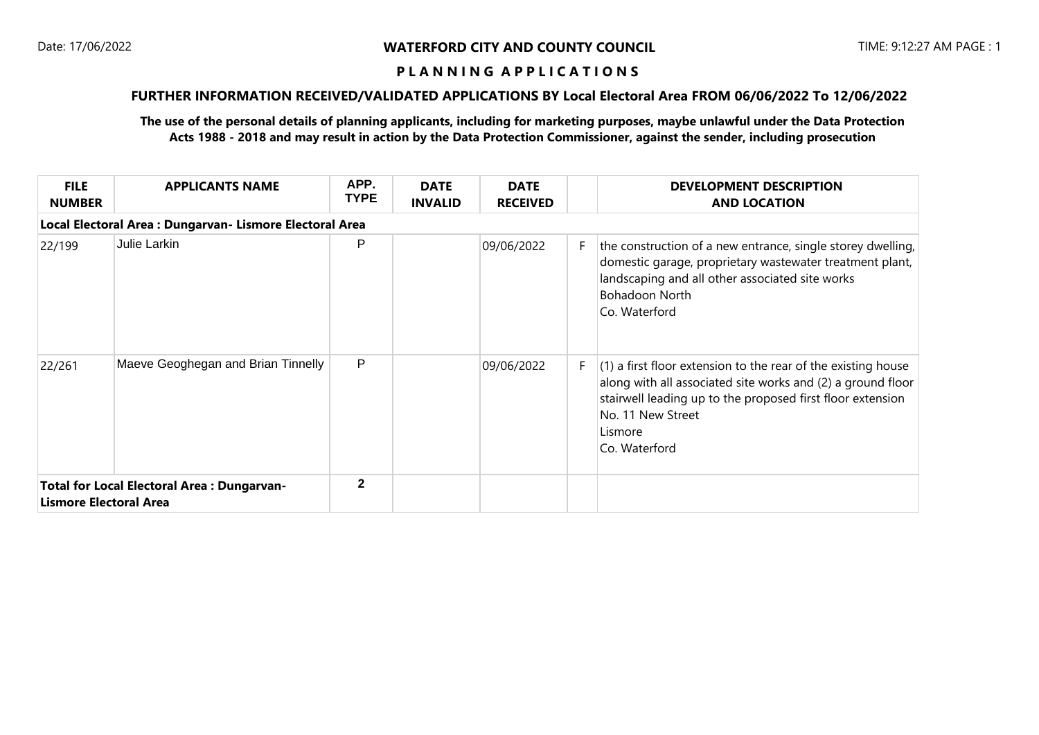**WATERFORD CITY AND COUNTY COUNCIL**

Date: 17/06/2022 TIME: 9:12:27 AM

# P L A N N I N G  A P P L I C A T I O N S

## FURTHER INFORMATION RECEIVED/VALIDATED APPLICATIONS BY Local Electoral Area FROM 06/06/2022 To 12/06/2022

**The use of the personal details of planning applicants, including for marketing purposes, maybe unlawful under the Data Protection Acts 1988 - 2018 and may result in action by the Data Protection Commissioner, against the sender, including prosecution**

| FILE NUMBER | APPLICANTS NAME | APP. TYPE | DATE INVALID | DATE RECEIVED | | DEVELOPMENT DESCRIPTION AND LOCATION |
|---|---|---|---|---|---|---|
| **Local Electoral Area : Dungarvan- Lismore Electoral Area** | | | | | | |
| 22/199 | Julie Larkin | P | | 09/06/2022 | F | the construction of a new entrance, single storey dwelling, domestic garage, proprietary wastewater treatment plant, landscaping and all other associated site works<br>Bohadoon North<br>Co. Waterford |
| 22/261 | Maeve Geoghegan and Brian Tinnelly | P | | 09/06/2022 | F | (1) a first floor extension to the rear of the existing house along with all associated site works and (2) a ground floor stairwell leading up to the proposed first floor extension<br>No. 11 New Street<br>Lismore<br>Co. Waterford |
| **Total for Local Electoral Area : Dungarvan- Lismore Electoral Area** | | **2** | | | | |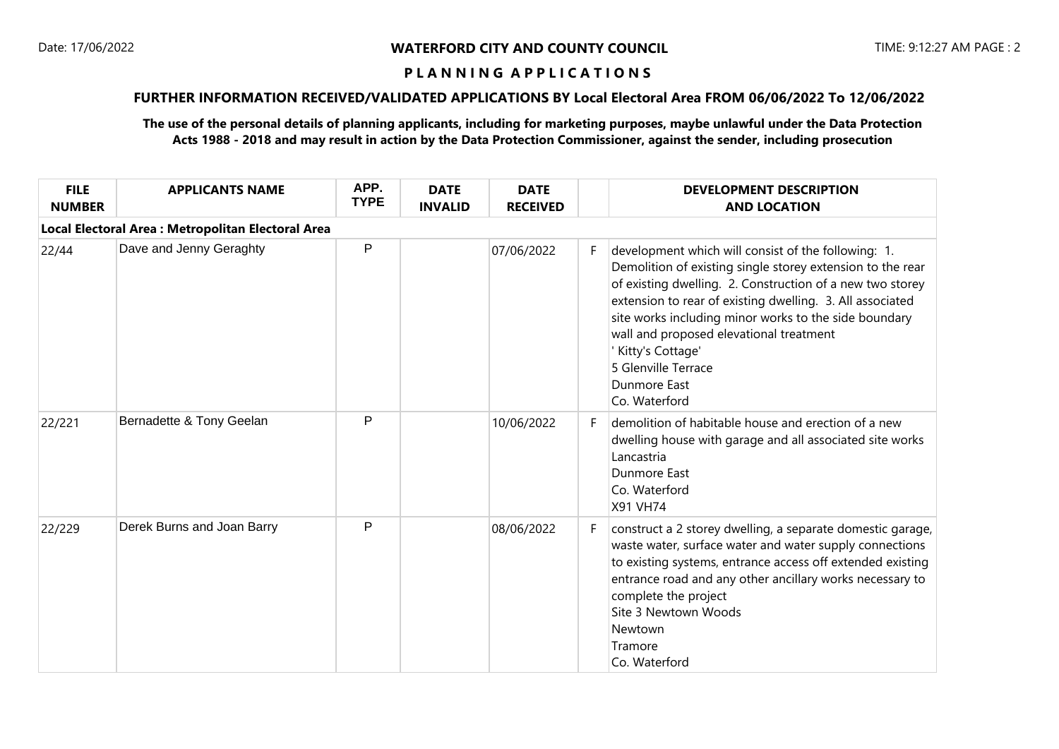# WATERFORD CITY AND COUNTY COUNCIL

## PLANNING APPLICATIONS

### FURTHER INFORMATION RECEIVED/VALIDATED APPLICATIONS BY Local Electoral Area FROM 06/06/2022 To 12/06/2022

**The use of the personal details of planning applicants, including for marketing purposes, maybe unlawful under the Data Protection Acts 1988 - 2018 and may result in action by the Data Protection Commissioner, against the sender, including prosecution**

| FILE NUMBER | APPLICANTS NAME | APP. TYPE | DATE INVALID | DATE RECEIVED | | DEVELOPMENT DESCRIPTION AND LOCATION |
|---|---|---|---|---|---|---|
| **Local Electoral Area : Metropolitan Electoral Area** | | | | | | |
| 22/44 | Dave and Jenny Geraghty | P | | 07/06/2022 | F | development which will consist of the following: 1. Demolition of existing single storey extension to the rear of existing dwelling. 2. Construction of a new two storey extension to rear of existing dwelling. 3. All associated site works including minor works to the side boundary wall and proposed elevational treatment<br>' Kitty's Cottage'<br>5 Glenville Terrace<br>Dunmore East<br>Co. Waterford |
| 22/221 | Bernadette & Tony Geelan | P | | 10/06/2022 | F | demolition of habitable house and erection of a new dwelling house with garage and all associated site works<br>Lancastria<br>Dunmore East<br>Co. Waterford<br>X91 VH74 |
| 22/229 | Derek Burns and Joan Barry | P | | 08/06/2022 | F | construct a 2 storey dwelling, a separate domestic garage, waste water, surface water and water supply connections to existing systems, entrance access off extended existing entrance road and any other ancillary works necessary to complete the project<br>Site 3 Newtown Woods<br>Newtown<br>Tramore<br>Co. Waterford |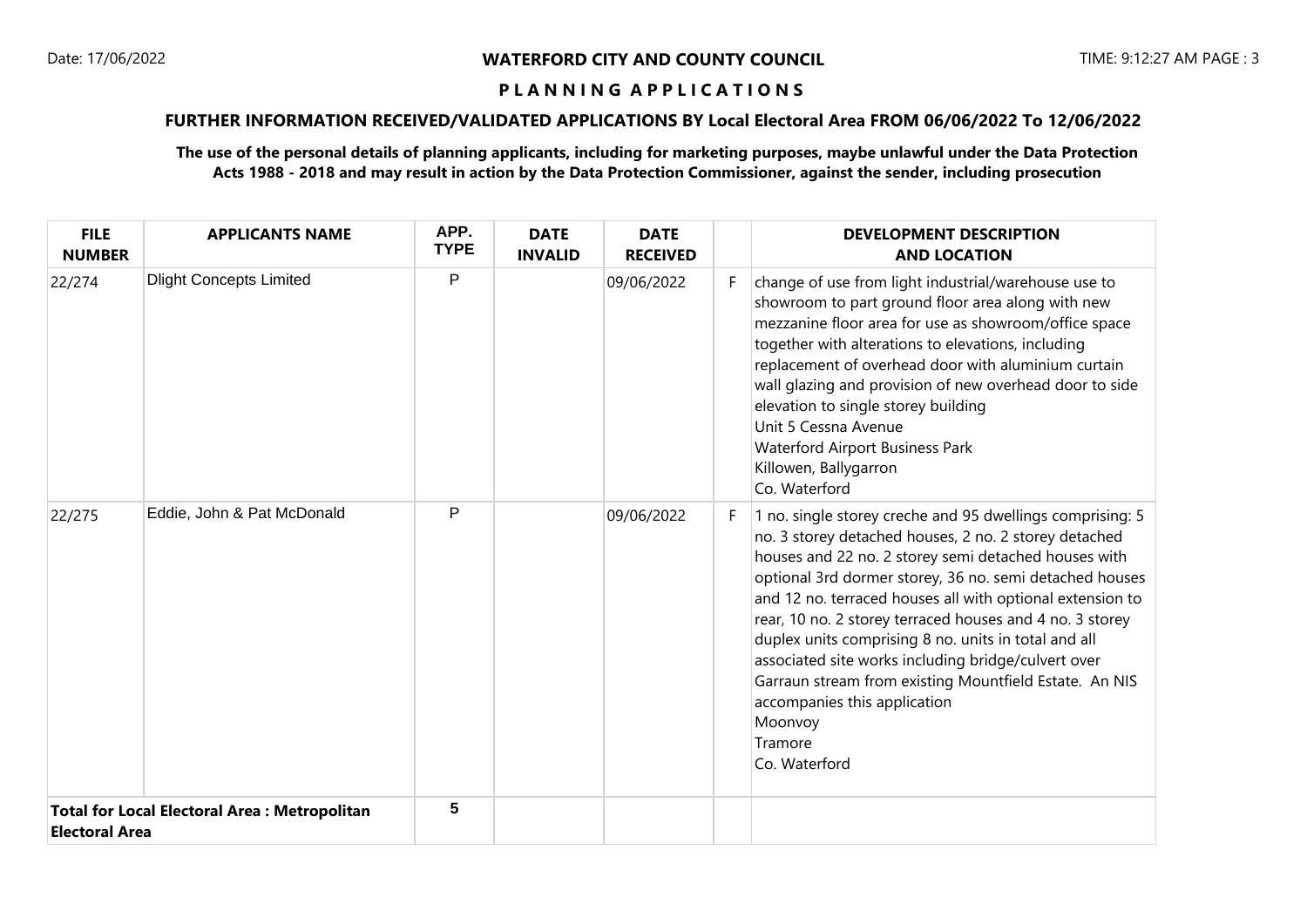Date: 17/06/2022

**WATERFORD CITY AND COUNTY COUNCIL**

TIME: 9:12:27 AM PAGE : 3

**P L A N N I N G A P P L I C A T I O N S**

**FURTHER INFORMATION RECEIVED/VALIDATED APPLICATIONS BY Local Electoral Area FROM 06/06/2022 To 12/06/2022**

**The use of the personal details of planning applicants, including for marketing purposes, maybe unlawful under the Data Protection Acts 1988 - 2018 and may result in action by the Data Protection Commissioner, against the sender, including prosecution**

| FILE NUMBER | APPLICANTS NAME | APP. TYPE | DATE INVALID | DATE RECEIVED | | DEVELOPMENT DESCRIPTION AND LOCATION |
|---|---|---|---|---|---|---|
| 22/274 | Dlight Concepts Limited | P | | 09/06/2022 | F | change of use from light industrial/warehouse use to showroom to part ground floor area along with new mezzanine floor area for use as showroom/office space together with alterations to elevations, including replacement of overhead door with aluminium curtain wall glazing and provision of new overhead door to side elevation to single storey building<br>Unit 5 Cessna Avenue<br>Waterford Airport Business Park<br>Killowen, Ballygarron<br>Co. Waterford |
| 22/275 | Eddie, John & Pat McDonald | P | | 09/06/2022 | F | 1 no. single storey creche and 95 dwellings comprising: 5 no. 3 storey detached houses, 2 no. 2 storey detached houses and 22 no. 2 storey semi detached houses with optional 3rd dormer storey, 36 no. semi detached houses and 12 no. terraced houses all with optional extension to rear, 10 no. 2 storey terraced houses and 4 no. 3 storey duplex units comprising 8 no. units in total and all associated site works including bridge/culvert over Garraun stream from existing Mountfield Estate. An NIS accompanies this application<br>Moonvoy<br>Tramore<br>Co. Waterford |
| **Total for Local Electoral Area : Metropolitan Electoral Area** | | 5 | | | | |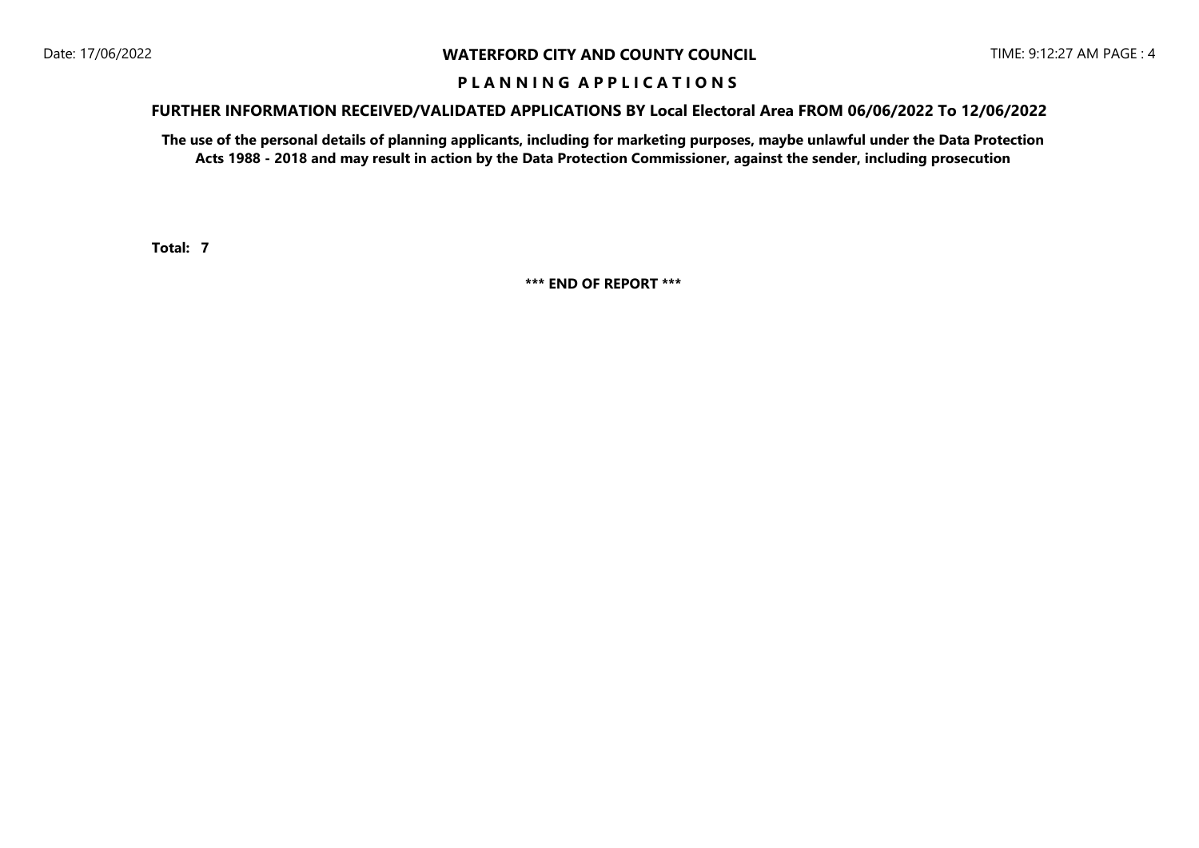**Total: 7**

**\*\*\* END OF REPORT \*\*\***